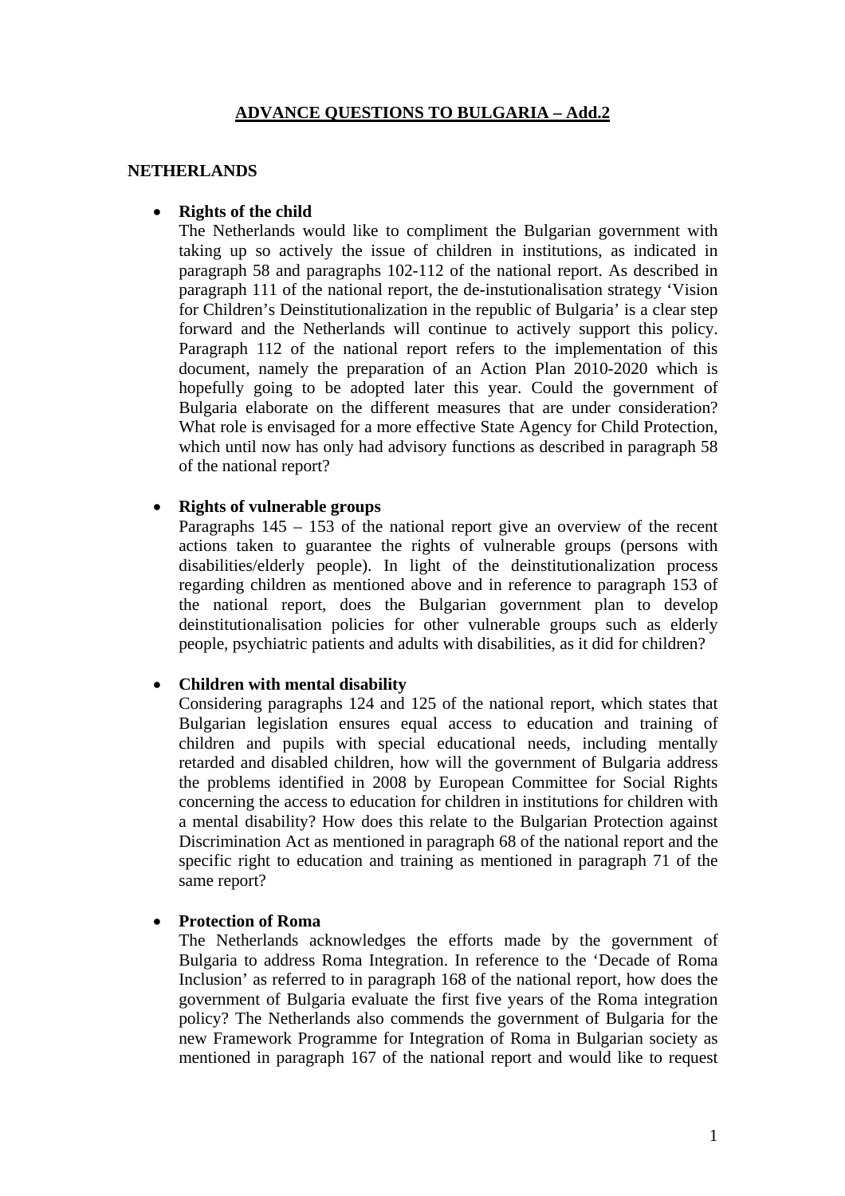# ADVANCE QUESTIONS TO BULGARIA – Add.2

## NETHERLANDS

- **Rights of the child**

  The Netherlands would like to compliment the Bulgarian government with taking up so actively the issue of children in institutions, as indicated in paragraph 58 and paragraphs 102-112 of the national report. As described in paragraph 111 of the national report, the de-instutionalisation strategy 'Vision for Children's Deinstitutionalization in the republic of Bulgaria' is a clear step forward and the Netherlands will continue to actively support this policy. Paragraph 112 of the national report refers to the implementation of this document, namely the preparation of an Action Plan 2010-2020 which is hopefully going to be adopted later this year. Could the government of Bulgaria elaborate on the different measures that are under consideration? What role is envisaged for a more effective State Agency for Child Protection, which until now has only had advisory functions as described in paragraph 58 of the national report?

- **Rights of vulnerable groups**

  Paragraphs 145 – 153 of the national report give an overview of the recent actions taken to guarantee the rights of vulnerable groups (persons with disabilities/elderly people). In light of the deinstitutionalization process regarding children as mentioned above and in reference to paragraph 153 of the national report, does the Bulgarian government plan to develop deinstitutionalisation policies for other vulnerable groups such as elderly people, psychiatric patients and adults with disabilities, as it did for children?

- **Children with mental disability**

  Considering paragraphs 124 and 125 of the national report, which states that Bulgarian legislation ensures equal access to education and training of children and pupils with special educational needs, including mentally retarded and disabled children, how will the government of Bulgaria address the problems identified in 2008 by European Committee for Social Rights concerning the access to education for children in institutions for children with a mental disability? How does this relate to the Bulgarian Protection against Discrimination Act as mentioned in paragraph 68 of the national report and the specific right to education and training as mentioned in paragraph 71 of the same report?

- **Protection of Roma**

  The Netherlands acknowledges the efforts made by the government of Bulgaria to address Roma Integration. In reference to the 'Decade of Roma Inclusion' as referred to in paragraph 168 of the national report, how does the government of Bulgaria evaluate the first five years of the Roma integration policy? The Netherlands also commends the government of Bulgaria for the new Framework Programme for Integration of Roma in Bulgarian society as mentioned in paragraph 167 of the national report and would like to request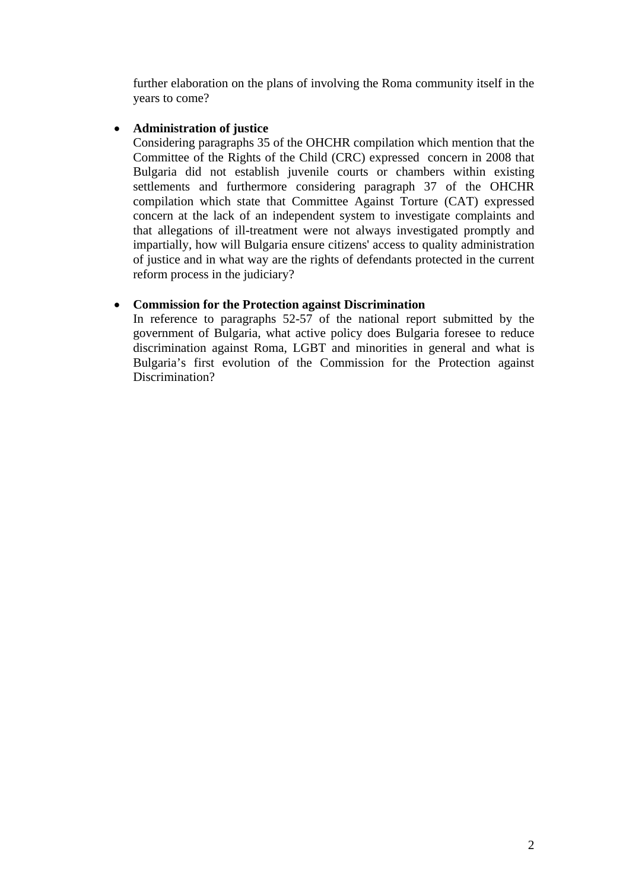further elaboration on the plans of involving the Roma community itself in the years to come?

- **Administration of justice**
  Considering paragraphs 35 of the OHCHR compilation which mention that the Committee of the Rights of the Child (CRC) expressed concern in 2008 that Bulgaria did not establish juvenile courts or chambers within existing settlements and furthermore considering paragraph 37 of the OHCHR compilation which state that Committee Against Torture (CAT) expressed concern at the lack of an independent system to investigate complaints and that allegations of ill-treatment were not always investigated promptly and impartially, how will Bulgaria ensure citizens' access to quality administration of justice and in what way are the rights of defendants protected in the current reform process in the judiciary?

- **Commission for the Protection against Discrimination**
  In reference to paragraphs 52-57 of the national report submitted by the government of Bulgaria, what active policy does Bulgaria foresee to reduce discrimination against Roma, LGBT and minorities in general and what is Bulgaria's first evolution of the Commission for the Protection against Discrimination?